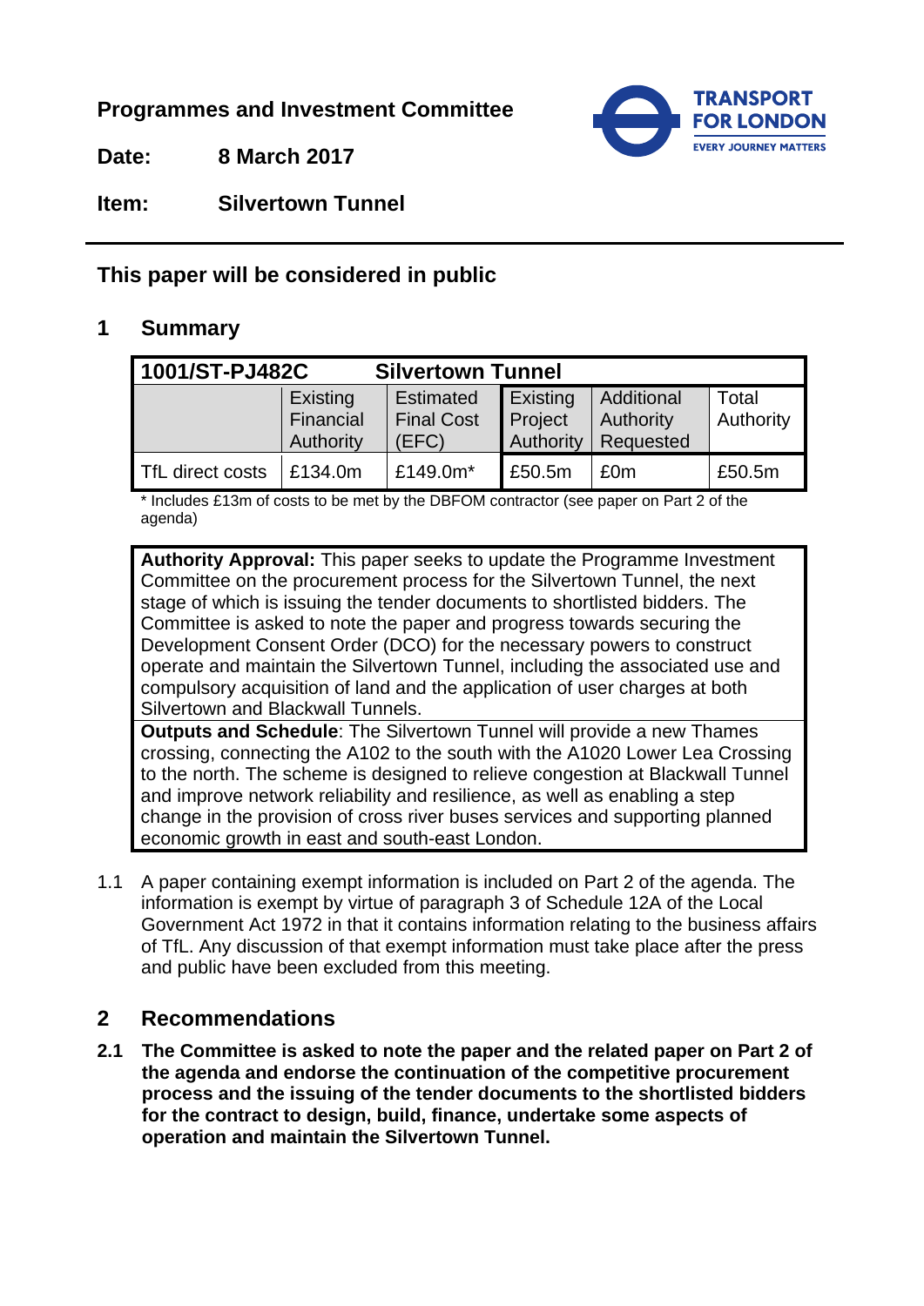**Programmes and Investment Committee**

**Date:** **8 March 2017**

**Item:** **Silvertown Tunnel**

---

## This paper will be considered in public

## 1 Summary

| **1001/ST-PJ482C** | **Silvertown Tunnel** | | | | |
|---|---|---|---|---|---|
| | Existing Financial Authority | Estimated Final Cost (EFC) | Existing Project Authority | Additional Authority Requested | Total Authority |
| TfL direct costs | £134.0m | £149.0m* | £50.5m | £0m | £50.5m |

\* Includes £13m of costs to be met by the DBFOM contractor (see paper on Part 2 of the agenda)

**Authority Approval:** This paper seeks to update the Programme Investment Committee on the procurement process for the Silvertown Tunnel, the next stage of which is issuing the tender documents to shortlisted bidders. The Committee is asked to note the paper and progress towards securing the Development Consent Order (DCO) for the necessary powers to construct operate and maintain the Silvertown Tunnel, including the associated use and compulsory acquisition of land and the application of user charges at both Silvertown and Blackwall Tunnels.

**Outputs and Schedule**: The Silvertown Tunnel will provide a new Thames crossing, connecting the A102 to the south with the A1020 Lower Lea Crossing to the north. The scheme is designed to relieve congestion at Blackwall Tunnel and improve network reliability and resilience, as well as enabling a step change in the provision of cross river buses services and supporting planned economic growth in east and south-east London.

1.1 A paper containing exempt information is included on Part 2 of the agenda. The information is exempt by virtue of paragraph 3 of Schedule 12A of the Local Government Act 1972 in that it contains information relating to the business affairs of TfL. Any discussion of that exempt information must take place after the press and public have been excluded from this meeting.

## 2 Recommendations

**2.1 The Committee is asked to note the paper and the related paper on Part 2 of the agenda and endorse the continuation of the competitive procurement process and the issuing of the tender documents to the shortlisted bidders for the contract to design, build, finance, undertake some aspects of operation and maintain the Silvertown Tunnel.**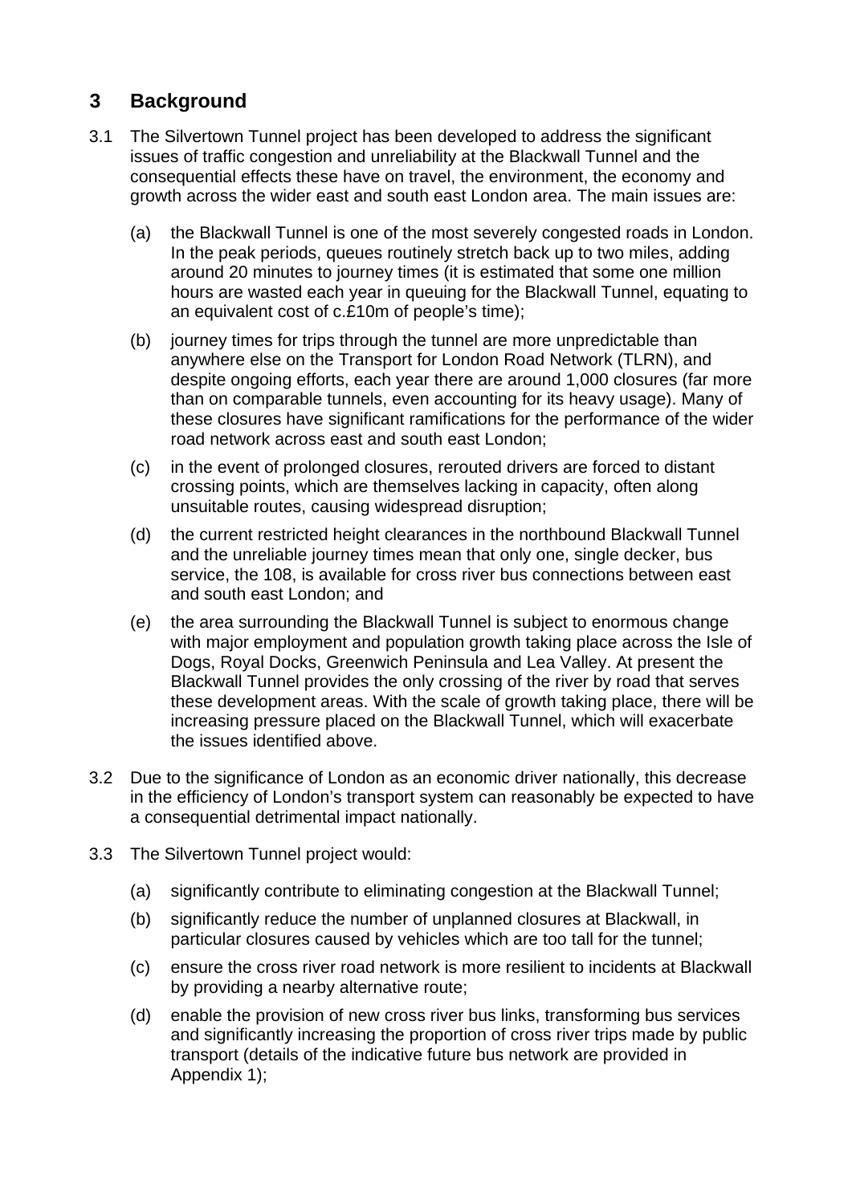## 3 Background

3.1 The Silvertown Tunnel project has been developed to address the significant issues of traffic congestion and unreliability at the Blackwall Tunnel and the consequential effects these have on travel, the environment, the economy and growth across the wider east and south east London area. The main issues are:

(a) the Blackwall Tunnel is one of the most severely congested roads in London. In the peak periods, queues routinely stretch back up to two miles, adding around 20 minutes to journey times (it is estimated that some one million hours are wasted each year in queuing for the Blackwall Tunnel, equating to an equivalent cost of c.£10m of people's time);

(b) journey times for trips through the tunnel are more unpredictable than anywhere else on the Transport for London Road Network (TLRN), and despite ongoing efforts, each year there are around 1,000 closures (far more than on comparable tunnels, even accounting for its heavy usage). Many of these closures have significant ramifications for the performance of the wider road network across east and south east London;

(c) in the event of prolonged closures, rerouted drivers are forced to distant crossing points, which are themselves lacking in capacity, often along unsuitable routes, causing widespread disruption;

(d) the current restricted height clearances in the northbound Blackwall Tunnel and the unreliable journey times mean that only one, single decker, bus service, the 108, is available for cross river bus connections between east and south east London; and

(e) the area surrounding the Blackwall Tunnel is subject to enormous change with major employment and population growth taking place across the Isle of Dogs, Royal Docks, Greenwich Peninsula and Lea Valley. At present the Blackwall Tunnel provides the only crossing of the river by road that serves these development areas. With the scale of growth taking place, there will be increasing pressure placed on the Blackwall Tunnel, which will exacerbate the issues identified above.

3.2 Due to the significance of London as an economic driver nationally, this decrease in the efficiency of London's transport system can reasonably be expected to have a consequential detrimental impact nationally.

3.3 The Silvertown Tunnel project would:

(a) significantly contribute to eliminating congestion at the Blackwall Tunnel;

(b) significantly reduce the number of unplanned closures at Blackwall, in particular closures caused by vehicles which are too tall for the tunnel;

(c) ensure the cross river road network is more resilient to incidents at Blackwall by providing a nearby alternative route;

(d) enable the provision of new cross river bus links, transforming bus services and significantly increasing the proportion of cross river trips made by public transport (details of the indicative future bus network are provided in Appendix 1);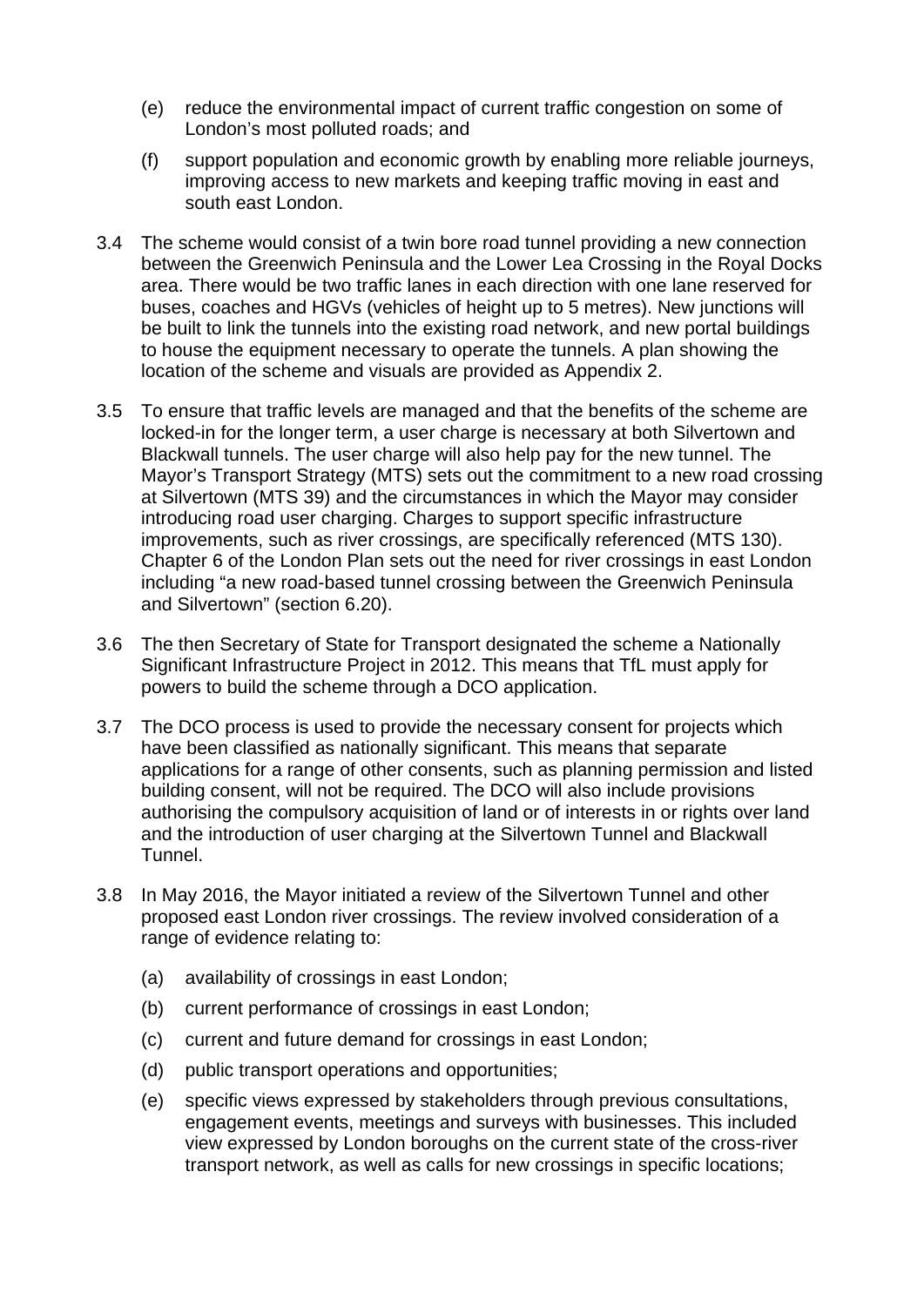(e) reduce the environmental impact of current traffic congestion on some of London's most polluted roads; and

(f) support population and economic growth by enabling more reliable journeys, improving access to new markets and keeping traffic moving in east and south east London.

3.4 The scheme would consist of a twin bore road tunnel providing a new connection between the Greenwich Peninsula and the Lower Lea Crossing in the Royal Docks area. There would be two traffic lanes in each direction with one lane reserved for buses, coaches and HGVs (vehicles of height up to 5 metres). New junctions will be built to link the tunnels into the existing road network, and new portal buildings to house the equipment necessary to operate the tunnels. A plan showing the location of the scheme and visuals are provided as Appendix 2.

3.5 To ensure that traffic levels are managed and that the benefits of the scheme are locked-in for the longer term, a user charge is necessary at both Silvertown and Blackwall tunnels. The user charge will also help pay for the new tunnel. The Mayor's Transport Strategy (MTS) sets out the commitment to a new road crossing at Silvertown (MTS 39) and the circumstances in which the Mayor may consider introducing road user charging. Charges to support specific infrastructure improvements, such as river crossings, are specifically referenced (MTS 130). Chapter 6 of the London Plan sets out the need for river crossings in east London including "a new road-based tunnel crossing between the Greenwich Peninsula and Silvertown" (section 6.20).

3.6 The then Secretary of State for Transport designated the scheme a Nationally Significant Infrastructure Project in 2012. This means that TfL must apply for powers to build the scheme through a DCO application.

3.7 The DCO process is used to provide the necessary consent for projects which have been classified as nationally significant. This means that separate applications for a range of other consents, such as planning permission and listed building consent, will not be required. The DCO will also include provisions authorising the compulsory acquisition of land or of interests in or rights over land and the introduction of user charging at the Silvertown Tunnel and Blackwall Tunnel.

3.8 In May 2016, the Mayor initiated a review of the Silvertown Tunnel and other proposed east London river crossings. The review involved consideration of a range of evidence relating to:

(a) availability of crossings in east London;

(b) current performance of crossings in east London;

(c) current and future demand for crossings in east London;

(d) public transport operations and opportunities;

(e) specific views expressed by stakeholders through previous consultations, engagement events, meetings and surveys with businesses. This included view expressed by London boroughs on the current state of the cross-river transport network, as well as calls for new crossings in specific locations;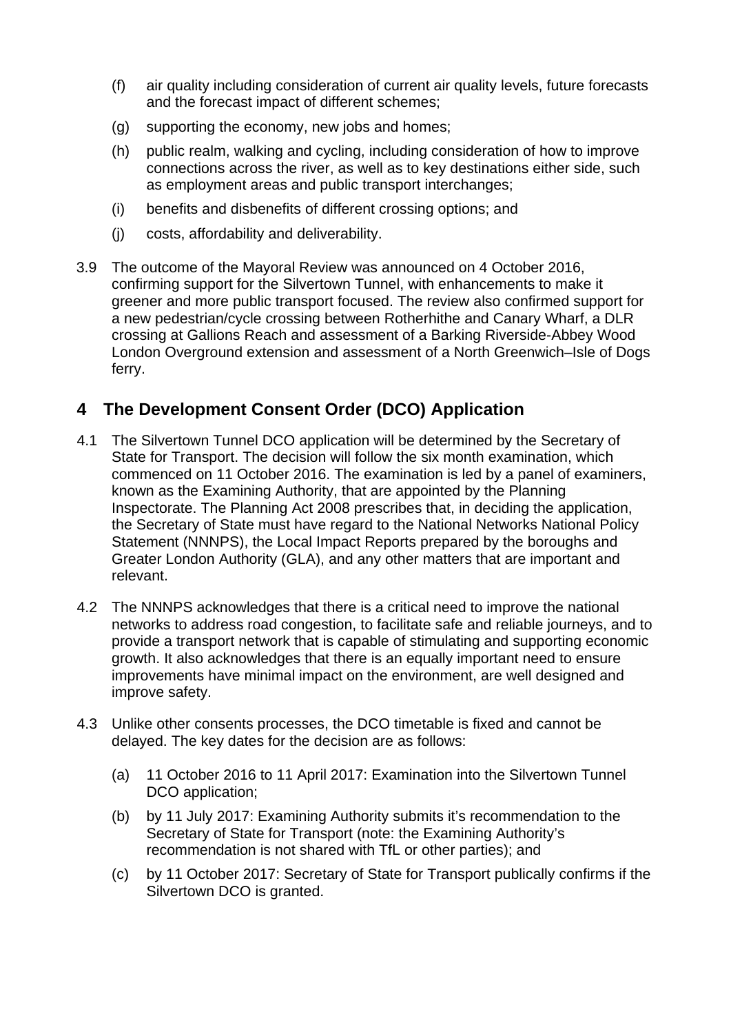(f) air quality including consideration of current air quality levels, future forecasts and the forecast impact of different schemes;

(g) supporting the economy, new jobs and homes;

(h) public realm, walking and cycling, including consideration of how to improve connections across the river, as well as to key destinations either side, such as employment areas and public transport interchanges;

(i) benefits and disbenefits of different crossing options; and

(j) costs, affordability and deliverability.

3.9 The outcome of the Mayoral Review was announced on 4 October 2016, confirming support for the Silvertown Tunnel, with enhancements to make it greener and more public transport focused. The review also confirmed support for a new pedestrian/cycle crossing between Rotherhithe and Canary Wharf, a DLR crossing at Gallions Reach and assessment of a Barking Riverside-Abbey Wood London Overground extension and assessment of a North Greenwich–Isle of Dogs ferry.

## 4 The Development Consent Order (DCO) Application

4.1 The Silvertown Tunnel DCO application will be determined by the Secretary of State for Transport. The decision will follow the six month examination, which commenced on 11 October 2016. The examination is led by a panel of examiners, known as the Examining Authority, that are appointed by the Planning Inspectorate. The Planning Act 2008 prescribes that, in deciding the application, the Secretary of State must have regard to the National Networks National Policy Statement (NNNPS), the Local Impact Reports prepared by the boroughs and Greater London Authority (GLA), and any other matters that are important and relevant.

4.2 The NNNPS acknowledges that there is a critical need to improve the national networks to address road congestion, to facilitate safe and reliable journeys, and to provide a transport network that is capable of stimulating and supporting economic growth. It also acknowledges that there is an equally important need to ensure improvements have minimal impact on the environment, are well designed and improve safety.

4.3 Unlike other consents processes, the DCO timetable is fixed and cannot be delayed. The key dates for the decision are as follows:

(a) 11 October 2016 to 11 April 2017: Examination into the Silvertown Tunnel DCO application;

(b) by 11 July 2017: Examining Authority submits it's recommendation to the Secretary of State for Transport (note: the Examining Authority's recommendation is not shared with TfL or other parties); and

(c) by 11 October 2017: Secretary of State for Transport publically confirms if the Silvertown DCO is granted.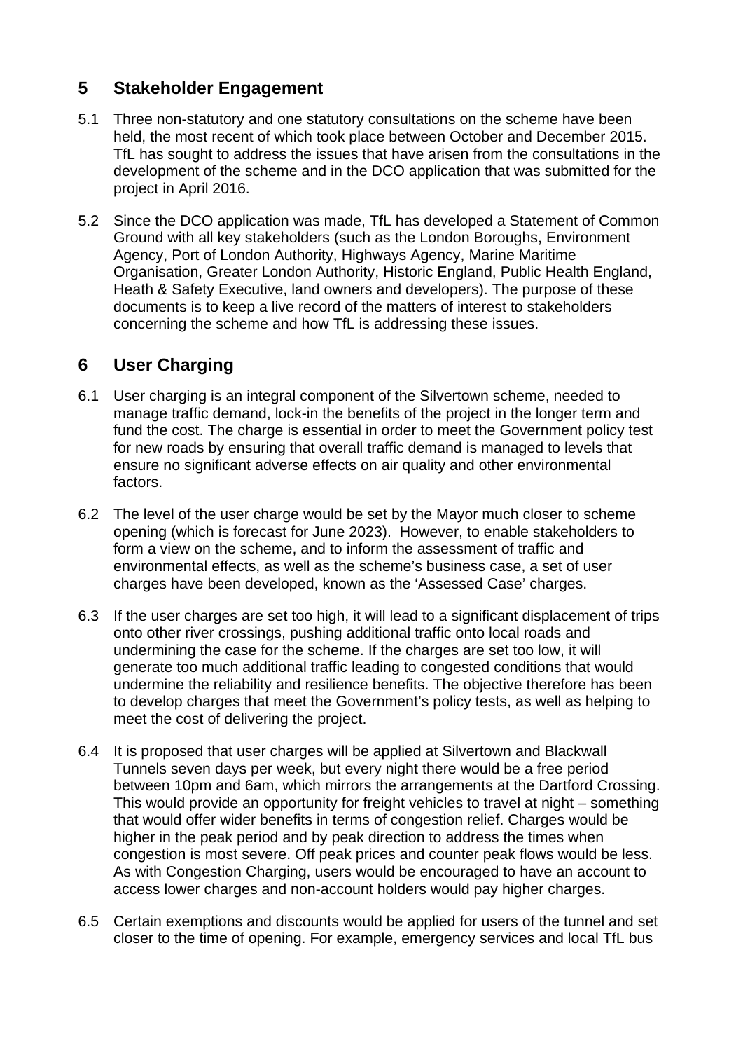## 5 Stakeholder Engagement

5.1 Three non-statutory and one statutory consultations on the scheme have been held, the most recent of which took place between October and December 2015. TfL has sought to address the issues that have arisen from the consultations in the development of the scheme and in the DCO application that was submitted for the project in April 2016.

5.2 Since the DCO application was made, TfL has developed a Statement of Common Ground with all key stakeholders (such as the London Boroughs, Environment Agency, Port of London Authority, Highways Agency, Marine Maritime Organisation, Greater London Authority, Historic England, Public Health England, Heath & Safety Executive, land owners and developers). The purpose of these documents is to keep a live record of the matters of interest to stakeholders concerning the scheme and how TfL is addressing these issues.

## 6 User Charging

6.1 User charging is an integral component of the Silvertown scheme, needed to manage traffic demand, lock-in the benefits of the project in the longer term and fund the cost. The charge is essential in order to meet the Government policy test for new roads by ensuring that overall traffic demand is managed to levels that ensure no significant adverse effects on air quality and other environmental factors.

6.2 The level of the user charge would be set by the Mayor much closer to scheme opening (which is forecast for June 2023). However, to enable stakeholders to form a view on the scheme, and to inform the assessment of traffic and environmental effects, as well as the scheme's business case, a set of user charges have been developed, known as the 'Assessed Case' charges.

6.3 If the user charges are set too high, it will lead to a significant displacement of trips onto other river crossings, pushing additional traffic onto local roads and undermining the case for the scheme. If the charges are set too low, it will generate too much additional traffic leading to congested conditions that would undermine the reliability and resilience benefits. The objective therefore has been to develop charges that meet the Government's policy tests, as well as helping to meet the cost of delivering the project.

6.4 It is proposed that user charges will be applied at Silvertown and Blackwall Tunnels seven days per week, but every night there would be a free period between 10pm and 6am, which mirrors the arrangements at the Dartford Crossing. This would provide an opportunity for freight vehicles to travel at night – something that would offer wider benefits in terms of congestion relief. Charges would be higher in the peak period and by peak direction to address the times when congestion is most severe. Off peak prices and counter peak flows would be less. As with Congestion Charging, users would be encouraged to have an account to access lower charges and non-account holders would pay higher charges.

6.5 Certain exemptions and discounts would be applied for users of the tunnel and set closer to the time of opening. For example, emergency services and local TfL bus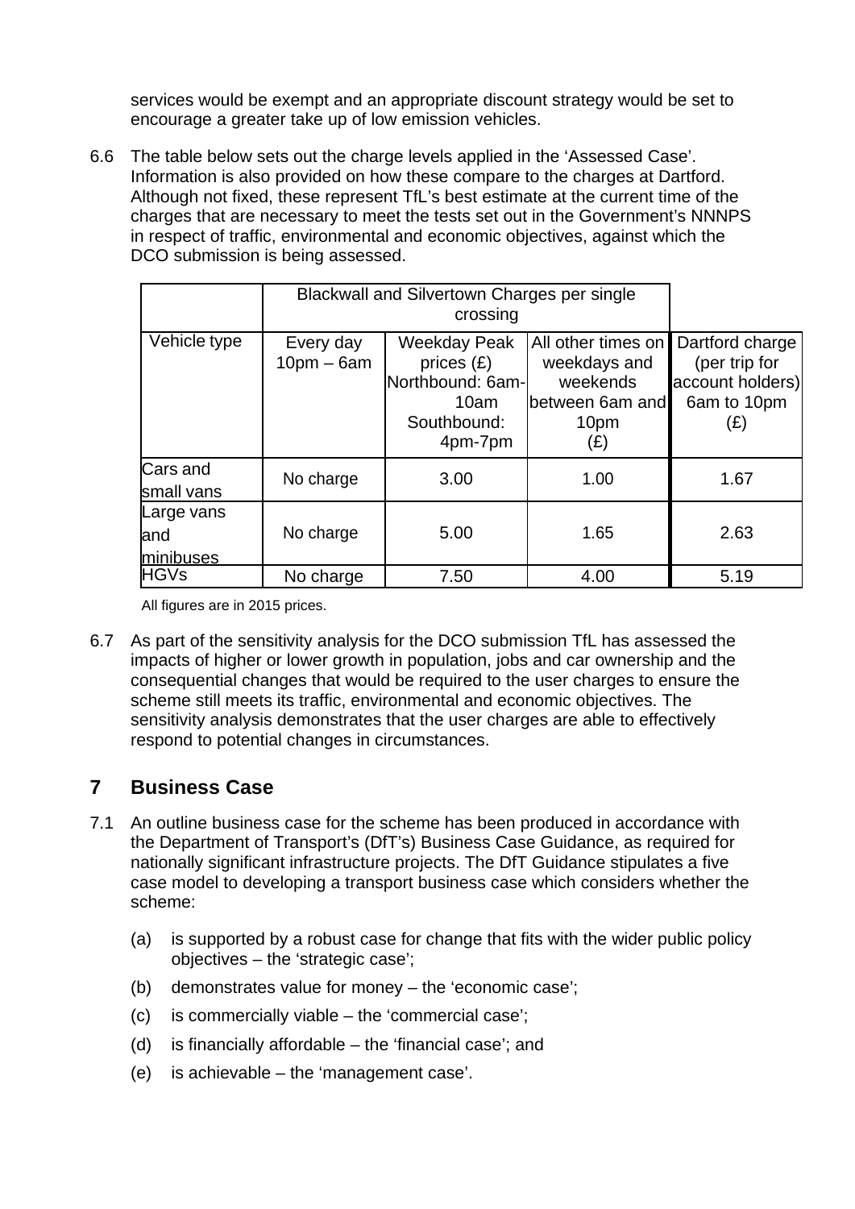services would be exempt and an appropriate discount strategy would be set to encourage a greater take up of low emission vehicles.

6.6 The table below sets out the charge levels applied in the 'Assessed Case'. Information is also provided on how these compare to the charges at Dartford. Although not fixed, these represent TfL's best estimate at the current time of the charges that are necessary to meet the tests set out in the Government's NNNPS in respect of traffic, environmental and economic objectives, against which the DCO submission is being assessed.

| | Blackwall and Silvertown Charges per single crossing | | | |
|---|---|---|---|---|
| Vehicle type | Every day 10pm – 6am | Weekday Peak prices (£) Northbound: 6am-10am Southbound: 4pm-7pm | All other times on weekdays and weekends between 6am and 10pm (£) | Dartford charge (per trip for account holders) 6am to 10pm (£) |
| Cars and small vans | No charge | 3.00 | 1.00 | 1.67 |
| Large vans and minibuses | No charge | 5.00 | 1.65 | 2.63 |
| HGVs | No charge | 7.50 | 4.00 | 5.19 |

All figures are in 2015 prices.

6.7 As part of the sensitivity analysis for the DCO submission TfL has assessed the impacts of higher or lower growth in population, jobs and car ownership and the consequential changes that would be required to the user charges to ensure the scheme still meets its traffic, environmental and economic objectives. The sensitivity analysis demonstrates that the user charges are able to effectively respond to potential changes in circumstances.

## 7 Business Case

7.1 An outline business case for the scheme has been produced in accordance with the Department of Transport's (DfT's) Business Case Guidance, as required for nationally significant infrastructure projects. The DfT Guidance stipulates a five case model to developing a transport business case which considers whether the scheme:

(a) is supported by a robust case for change that fits with the wider public policy objectives – the 'strategic case';

(b) demonstrates value for money – the 'economic case';

(c) is commercially viable – the 'commercial case';

(d) is financially affordable – the 'financial case'; and

(e) is achievable – the 'management case'.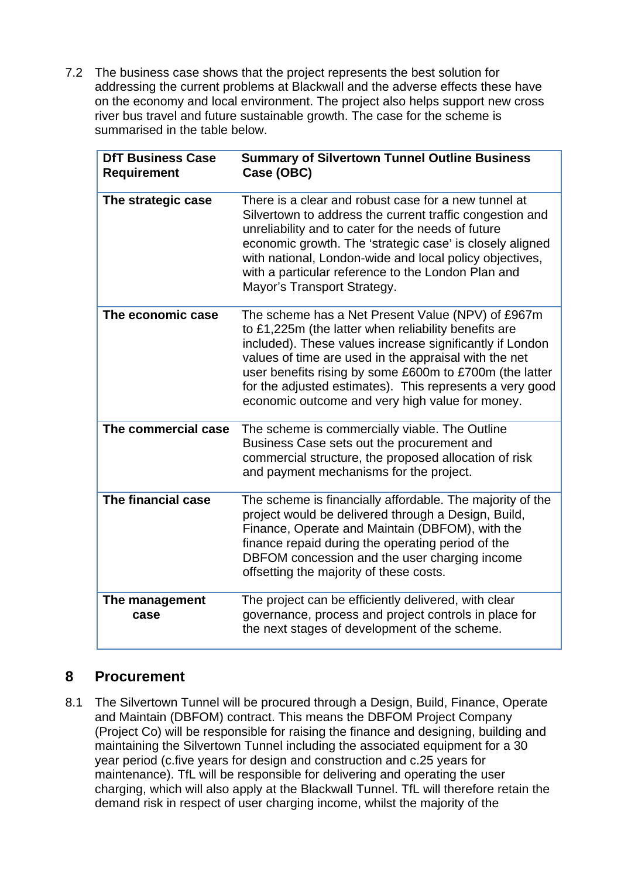7.2 The business case shows that the project represents the best solution for addressing the current problems at Blackwall and the adverse effects these have on the economy and local environment. The project also helps support new cross river bus travel and future sustainable growth. The case for the scheme is summarised in the table below.

| DfT Business Case Requirement | Summary of Silvertown Tunnel Outline Business Case (OBC) |
|---|---|
| **The strategic case** | There is a clear and robust case for a new tunnel at Silvertown to address the current traffic congestion and unreliability and to cater for the needs of future economic growth. The 'strategic case' is closely aligned with national, London-wide and local policy objectives, with a particular reference to the London Plan and Mayor's Transport Strategy. |
| **The economic case** | The scheme has a Net Present Value (NPV) of £967m to £1,225m (the latter when reliability benefits are included). These values increase significantly if London values of time are used in the appraisal with the net user benefits rising by some £600m to £700m (the latter for the adjusted estimates). This represents a very good economic outcome and very high value for money. |
| **The commercial case** | The scheme is commercially viable. The Outline Business Case sets out the procurement and commercial structure, the proposed allocation of risk and payment mechanisms for the project. |
| **The financial case** | The scheme is financially affordable. The majority of the project would be delivered through a Design, Build, Finance, Operate and Maintain (DBFOM), with the finance repaid during the operating period of the DBFOM concession and the user charging income offsetting the majority of these costs. |
| **The management case** | The project can be efficiently delivered, with clear governance, process and project controls in place for the next stages of development of the scheme. |

## 8 Procurement

8.1 The Silvertown Tunnel will be procured through a Design, Build, Finance, Operate and Maintain (DBFOM) contract. This means the DBFOM Project Company (Project Co) will be responsible for raising the finance and designing, building and maintaining the Silvertown Tunnel including the associated equipment for a 30 year period (c.five years for design and construction and c.25 years for maintenance). TfL will be responsible for delivering and operating the user charging, which will also apply at the Blackwall Tunnel. TfL will therefore retain the demand risk in respect of user charging income, whilst the majority of the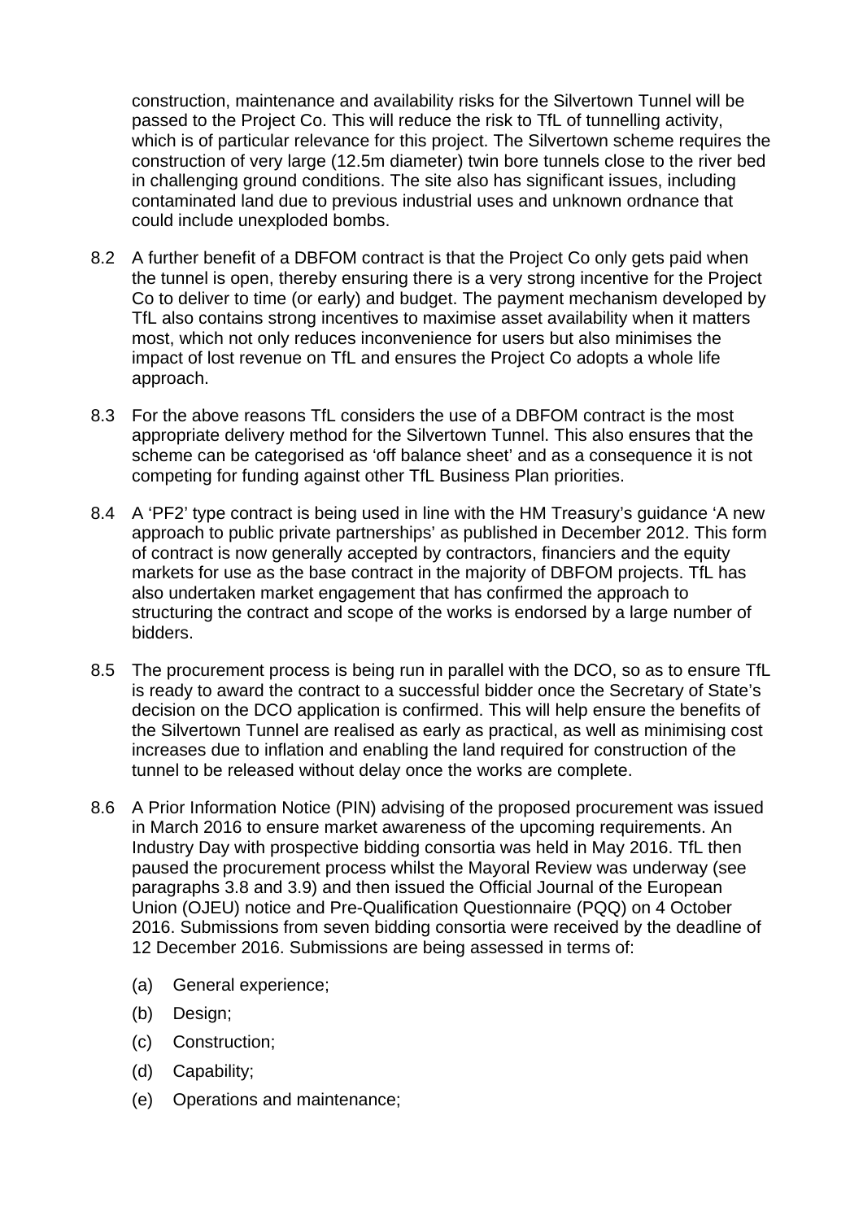construction, maintenance and availability risks for the Silvertown Tunnel will be passed to the Project Co. This will reduce the risk to TfL of tunnelling activity, which is of particular relevance for this project. The Silvertown scheme requires the construction of very large (12.5m diameter) twin bore tunnels close to the river bed in challenging ground conditions. The site also has significant issues, including contaminated land due to previous industrial uses and unknown ordnance that could include unexploded bombs.

8.2 A further benefit of a DBFOM contract is that the Project Co only gets paid when the tunnel is open, thereby ensuring there is a very strong incentive for the Project Co to deliver to time (or early) and budget. The payment mechanism developed by TfL also contains strong incentives to maximise asset availability when it matters most, which not only reduces inconvenience for users but also minimises the impact of lost revenue on TfL and ensures the Project Co adopts a whole life approach.

8.3 For the above reasons TfL considers the use of a DBFOM contract is the most appropriate delivery method for the Silvertown Tunnel. This also ensures that the scheme can be categorised as 'off balance sheet' and as a consequence it is not competing for funding against other TfL Business Plan priorities.

8.4 A 'PF2' type contract is being used in line with the HM Treasury's guidance 'A new approach to public private partnerships' as published in December 2012. This form of contract is now generally accepted by contractors, financiers and the equity markets for use as the base contract in the majority of DBFOM projects. TfL has also undertaken market engagement that has confirmed the approach to structuring the contract and scope of the works is endorsed by a large number of bidders.

8.5 The procurement process is being run in parallel with the DCO, so as to ensure TfL is ready to award the contract to a successful bidder once the Secretary of State's decision on the DCO application is confirmed. This will help ensure the benefits of the Silvertown Tunnel are realised as early as practical, as well as minimising cost increases due to inflation and enabling the land required for construction of the tunnel to be released without delay once the works are complete.

8.6 A Prior Information Notice (PIN) advising of the proposed procurement was issued in March 2016 to ensure market awareness of the upcoming requirements. An Industry Day with prospective bidding consortia was held in May 2016. TfL then paused the procurement process whilst the Mayoral Review was underway (see paragraphs 3.8 and 3.9) and then issued the Official Journal of the European Union (OJEU) notice and Pre-Qualification Questionnaire (PQQ) on 4 October 2016. Submissions from seven bidding consortia were received by the deadline of 12 December 2016. Submissions are being assessed in terms of:

(a) General experience;

(b) Design;

(c) Construction;

(d) Capability;

(e) Operations and maintenance;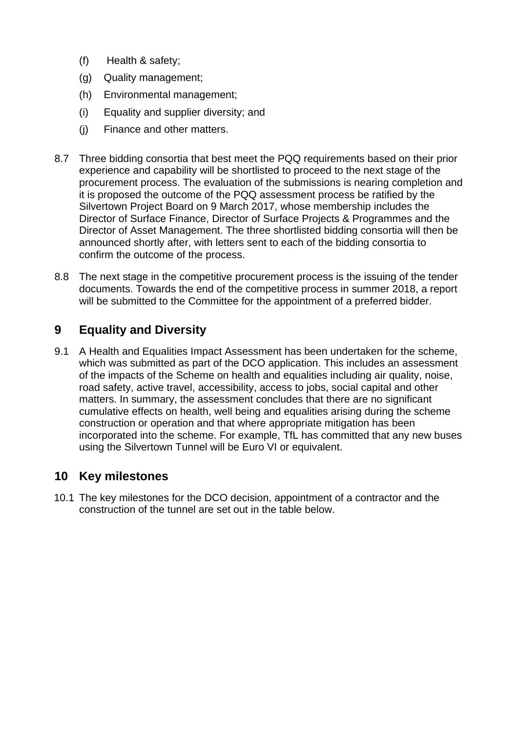(f) Health & safety;

(g) Quality management;

(h) Environmental management;

(i) Equality and supplier diversity; and

(j) Finance and other matters.

8.7 Three bidding consortia that best meet the PQQ requirements based on their prior experience and capability will be shortlisted to proceed to the next stage of the procurement process. The evaluation of the submissions is nearing completion and it is proposed the outcome of the PQQ assessment process be ratified by the Silvertown Project Board on 9 March 2017, whose membership includes the Director of Surface Finance, Director of Surface Projects & Programmes and the Director of Asset Management. The three shortlisted bidding consortia will then be announced shortly after, with letters sent to each of the bidding consortia to confirm the outcome of the process.

8.8 The next stage in the competitive procurement process is the issuing of the tender documents. Towards the end of the competitive process in summer 2018, a report will be submitted to the Committee for the appointment of a preferred bidder.

## 9 Equality and Diversity

9.1 A Health and Equalities Impact Assessment has been undertaken for the scheme, which was submitted as part of the DCO application. This includes an assessment of the impacts of the Scheme on health and equalities including air quality, noise, road safety, active travel, accessibility, access to jobs, social capital and other matters. In summary, the assessment concludes that there are no significant cumulative effects on health, well being and equalities arising during the scheme construction or operation and that where appropriate mitigation has been incorporated into the scheme. For example, TfL has committed that any new buses using the Silvertown Tunnel will be Euro VI or equivalent.

## 10 Key milestones

10.1 The key milestones for the DCO decision, appointment of a contractor and the construction of the tunnel are set out in the table below.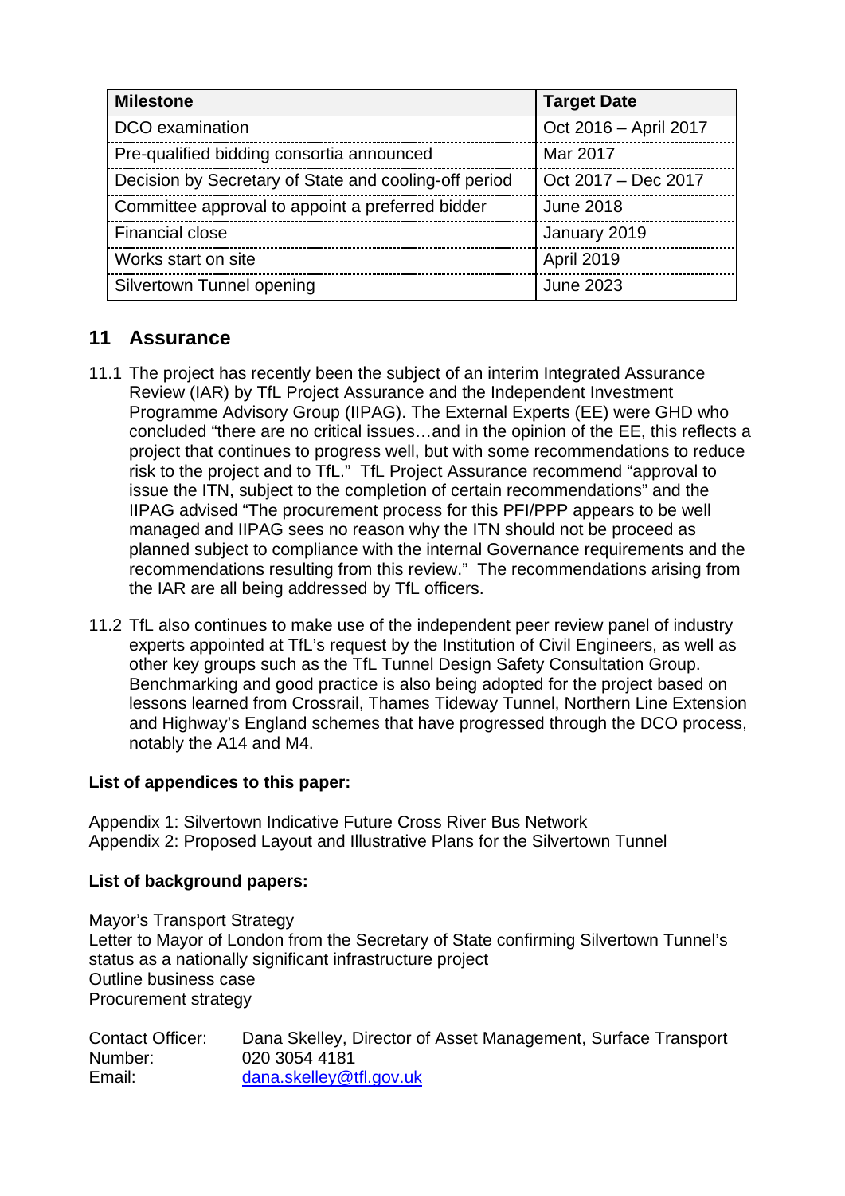| Milestone | Target Date |
|---|---|
| DCO examination | Oct 2016 – April 2017 |
| Pre-qualified bidding consortia announced | Mar 2017 |
| Decision by Secretary of State and cooling-off period | Oct 2017 – Dec 2017 |
| Committee approval to appoint a preferred bidder | June 2018 |
| Financial close | January 2019 |
| Works start on site | April 2019 |
| Silvertown Tunnel opening | June 2023 |

## 11 Assurance

11.1 The project has recently been the subject of an interim Integrated Assurance Review (IAR) by TfL Project Assurance and the Independent Investment Programme Advisory Group (IIPAG). The External Experts (EE) were GHD who concluded “there are no critical issues…and in the opinion of the EE, this reflects a project that continues to progress well, but with some recommendations to reduce risk to the project and to TfL.” TfL Project Assurance recommend “approval to issue the ITN, subject to the completion of certain recommendations” and the IIPAG advised “The procurement process for this PFI/PPP appears to be well managed and IIPAG sees no reason why the ITN should not be proceed as planned subject to compliance with the internal Governance requirements and the recommendations resulting from this review.” The recommendations arising from the IAR are all being addressed by TfL officers.

11.2 TfL also continues to make use of the independent peer review panel of industry experts appointed at TfL’s request by the Institution of Civil Engineers, as well as other key groups such as the TfL Tunnel Design Safety Consultation Group. Benchmarking and good practice is also being adopted for the project based on lessons learned from Crossrail, Thames Tideway Tunnel, Northern Line Extension and Highway’s England schemes that have progressed through the DCO process, notably the A14 and M4.

**List of appendices to this paper:**

Appendix 1: Silvertown Indicative Future Cross River Bus Network
Appendix 2: Proposed Layout and Illustrative Plans for the Silvertown Tunnel

**List of background papers:**

Mayor’s Transport Strategy
Letter to Mayor of London from the Secretary of State confirming Silvertown Tunnel’s status as a nationally significant infrastructure project
Outline business case
Procurement strategy

Contact Officer: Dana Skelley, Director of Asset Management, Surface Transport
Number: 020 3054 4181
Email: dana.skelley@tfl.gov.uk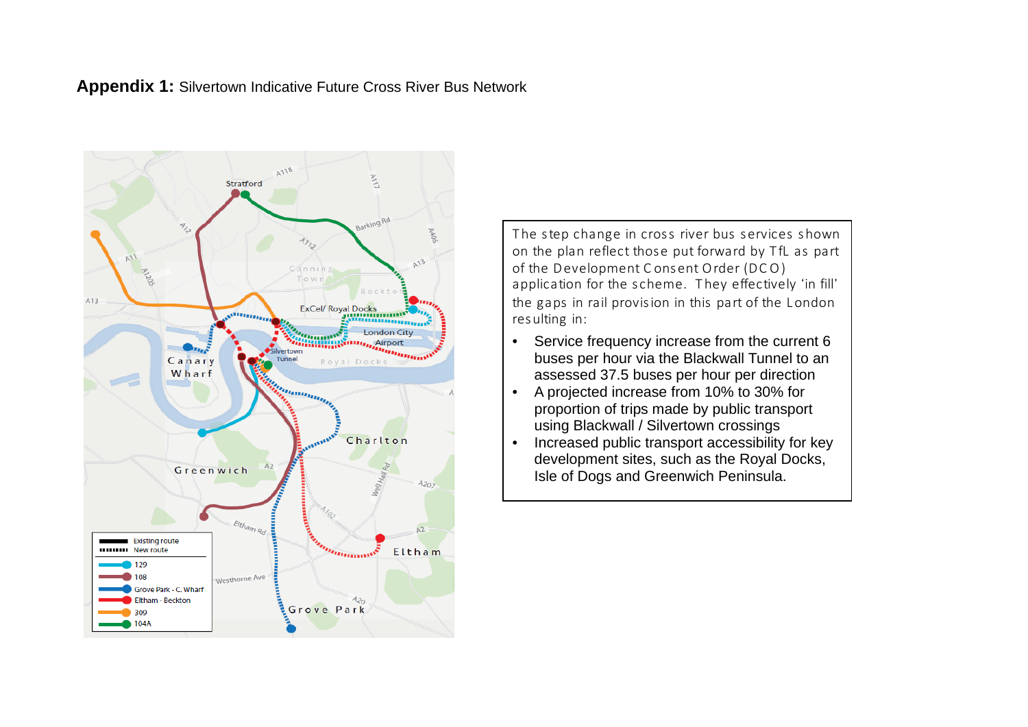**Appendix 1:** Silvertown Indicative Future Cross River Bus Network

The step change in cross river bus services shown on the plan reflect those put forward by TfL as part of the Development Consent Order (DCO) application for the scheme. They effectively 'in fill' the gaps in rail provision in this part of the London resulting in:

- Service frequency increase from the current 6 buses per hour via the Blackwall Tunnel to an assessed 37.5 buses per hour per direction
- A projected increase from 10% to 30% for proportion of trips made by public transport using Blackwall / Silvertown crossings
- Increased public transport accessibility for key development sites, such as the Royal Docks, Isle of Dogs and Greenwich Peninsula.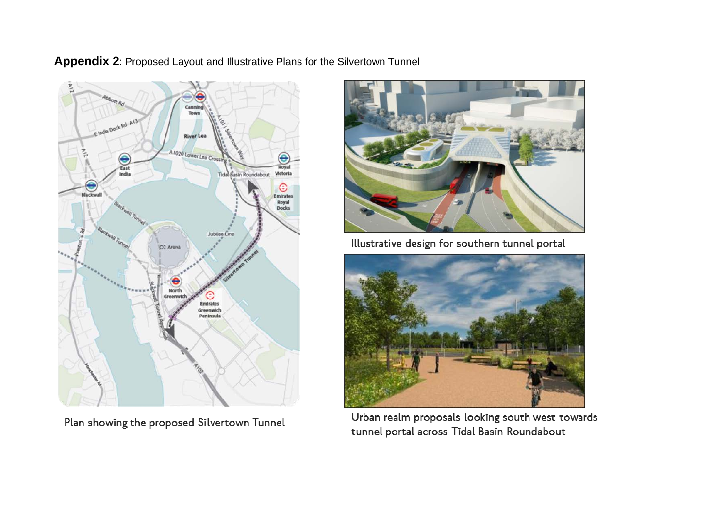**Appendix 2**: Proposed Layout and Illustrative Plans for the Silvertown Tunnel

Plan showing the proposed Silvertown Tunnel

Illustrative design for southern tunnel portal

Urban realm proposals looking south west towards tunnel portal across Tidal Basin Roundabout